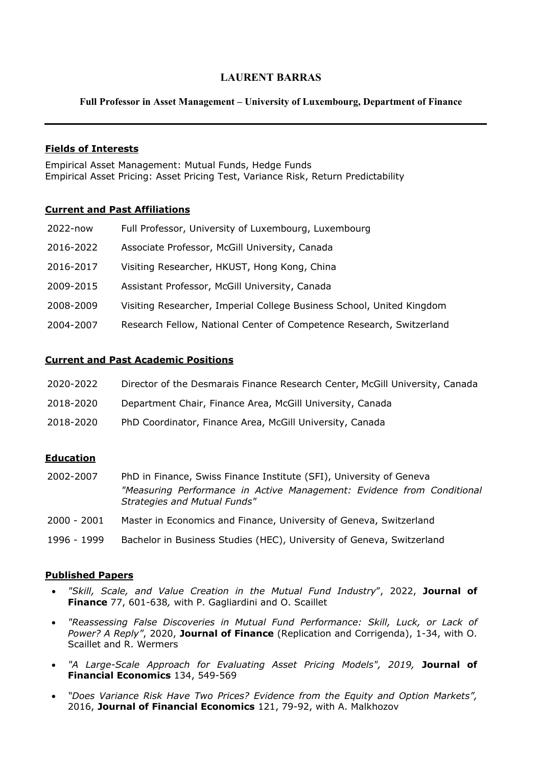# LAURENT BARRAS

**Full Professor in Asset Management – University of Luxembourg, Department of Finance**

---

## Fields of Interests

Empirical Asset Management: Mutual Funds, Hedge Funds
Empirical Asset Pricing: Asset Pricing Test, Variance Risk, Return Predictability

## Current and Past Affiliations

| | |
|---|---|
| 2022-now | Full Professor, University of Luxembourg, Luxembourg |
| 2016-2022 | Associate Professor, McGill University, Canada |
| 2016-2017 | Visiting Researcher, HKUST, Hong Kong, China |
| 2009-2015 | Assistant Professor, McGill University, Canada |
| 2008-2009 | Visiting Researcher, Imperial College Business School, United Kingdom |
| 2004-2007 | Research Fellow, National Center of Competence Research, Switzerland |

## Current and Past Academic Positions

| | |
|---|---|
| 2020-2022 | Director of the Desmarais Finance Research Center, McGill University, Canada |
| 2018-2020 | Department Chair, Finance Area, McGill University, Canada |
| 2018-2020 | PhD Coordinator, Finance Area, McGill University, Canada |

## Education

| | |
|---|---|
| 2002-2007 | PhD in Finance, Swiss Finance Institute (SFI), University of Geneva<br>*"Measuring Performance in Active Management: Evidence from Conditional Strategies and Mutual Funds"* |
| 2000 - 2001 | Master in Economics and Finance, University of Geneva, Switzerland |
| 1996 - 1999 | Bachelor in Business Studies (HEC), University of Geneva, Switzerland |

## Published Papers

- *"Skill, Scale, and Value Creation in the Mutual Fund Industry"*, 2022, **Journal of Finance** 77, 601-638*,* with P. Gagliardini and O. Scaillet
- *"Reassessing False Discoveries in Mutual Fund Performance: Skill, Luck, or Lack of Power? A Reply"*, 2020, **Journal of Finance** (Replication and Corrigenda), 1-34, with O. Scaillet and R. Wermers
- *"A Large-Scale Approach for Evaluating Asset Pricing Models", 2019,* **Journal of Financial Economics** 134, 549-569
- *"Does Variance Risk Have Two Prices? Evidence from the Equity and Option Markets",* 2016, **Journal of Financial Economics** 121, 79-92, with A. Malkhozov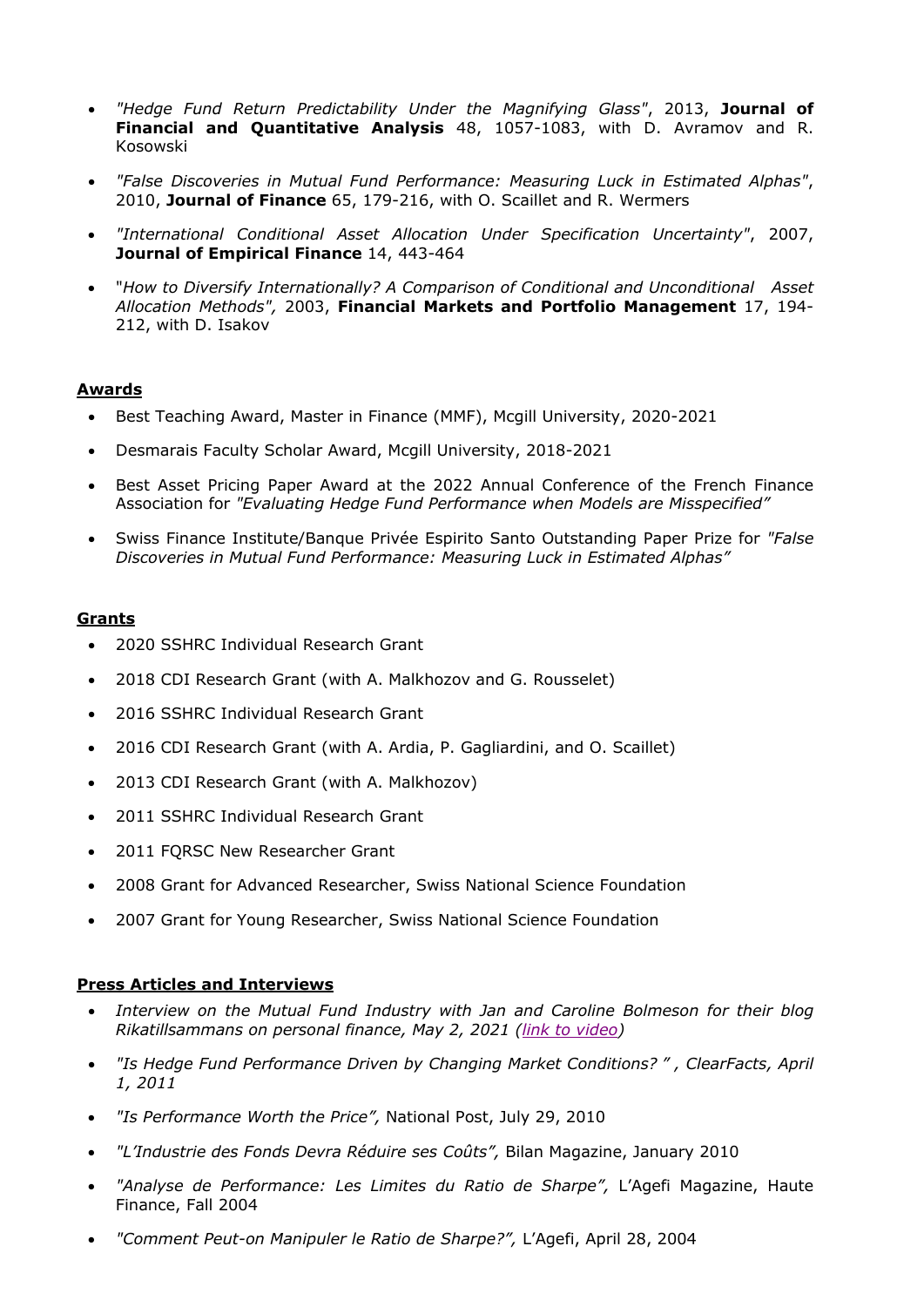- *"Hedge Fund Return Predictability Under the Magnifying Glass"*, 2013, **Journal of Financial and Quantitative Analysis** 48, 1057-1083, with D. Avramov and R. Kosowski

- *"False Discoveries in Mutual Fund Performance: Measuring Luck in Estimated Alphas"*, 2010, **Journal of Finance** 65, 179-216, with O. Scaillet and R. Wermers

- *"International Conditional Asset Allocation Under Specification Uncertainty"*, 2007, **Journal of Empirical Finance** 14, 443-464

- "*How to Diversify Internationally? A Comparison of Conditional and Unconditional Asset Allocation Methods",* 2003, **Financial Markets and Portfolio Management** 17, 194-212, with D. Isakov

## Awards

- Best Teaching Award, Master in Finance (MMF), Mcgill University, 2020-2021
- Desmarais Faculty Scholar Award, Mcgill University, 2018-2021
- Best Asset Pricing Paper Award at the 2022 Annual Conference of the French Finance Association for *"Evaluating Hedge Fund Performance when Models are Misspecified"*
- Swiss Finance Institute/Banque Privée Espirito Santo Outstanding Paper Prize for *"False Discoveries in Mutual Fund Performance: Measuring Luck in Estimated Alphas"*

## Grants

- 2020 SSHRC Individual Research Grant
- 2018 CDI Research Grant (with A. Malkhozov and G. Rousselet)
- 2016 SSHRC Individual Research Grant
- 2016 CDI Research Grant (with A. Ardia, P. Gagliardini, and O. Scaillet)
- 2013 CDI Research Grant (with A. Malkhozov)
- 2011 SSHRC Individual Research Grant
- 2011 FQRSC New Researcher Grant
- 2008 Grant for Advanced Researcher, Swiss National Science Foundation
- 2007 Grant for Young Researcher, Swiss National Science Foundation

## Press Articles and Interviews

- *Interview on the Mutual Fund Industry with Jan and Caroline Bolmeson for their blog Rikatillsammans on personal finance, May 2, 2021 (link to video)*
- *"Is Hedge Fund Performance Driven by Changing Market Conditions? " , ClearFacts, April 1, 2011*
- *"Is Performance Worth the Price",* National Post, July 29, 2010
- *"L'Industrie des Fonds Devra Réduire ses Coûts",* Bilan Magazine, January 2010
- *"Analyse de Performance: Les Limites du Ratio de Sharpe",* L'Agefi Magazine, Haute Finance, Fall 2004
- *"Comment Peut-on Manipuler le Ratio de Sharpe?",* L'Agefi, April 28, 2004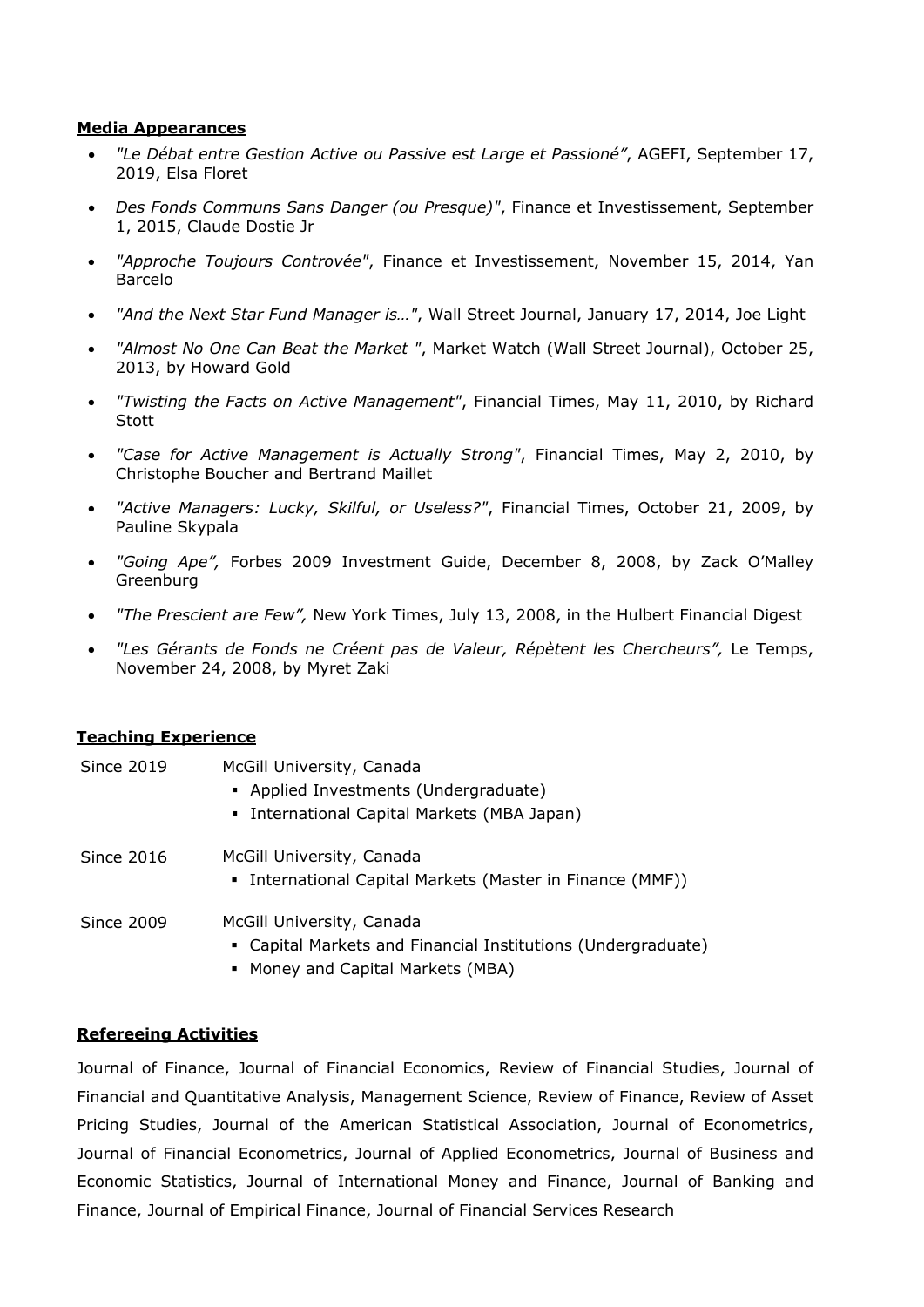## Media Appearances

- *"Le Débat entre Gestion Active ou Passive est Large et Passioné"*, AGEFI, September 17, 2019, Elsa Floret
- *Des Fonds Communs Sans Danger (ou Presque)"*, Finance et Investissement, September 1, 2015, Claude Dostie Jr
- *"Approche Toujours Controvée"*, Finance et Investissement, November 15, 2014, Yan Barcelo
- *"And the Next Star Fund Manager is…"*, Wall Street Journal, January 17, 2014, Joe Light
- *"Almost No One Can Beat the Market "*, Market Watch (Wall Street Journal), October 25, 2013, by Howard Gold
- *"Twisting the Facts on Active Management"*, Financial Times, May 11, 2010, by Richard Stott
- *"Case for Active Management is Actually Strong"*, Financial Times, May 2, 2010, by Christophe Boucher and Bertrand Maillet
- *"Active Managers: Lucky, Skilful, or Useless?"*, Financial Times, October 21, 2009, by Pauline Skypala
- *"Going Ape",* Forbes 2009 Investment Guide, December 8, 2008, by Zack O'Malley Greenburg
- *"The Prescient are Few",* New York Times, July 13, 2008, in the Hulbert Financial Digest
- *"Les Gérants de Fonds ne Créent pas de Valeur, Répètent les Chercheurs",* Le Temps, November 24, 2008, by Myret Zaki

## Teaching Experience

Since 2019 — McGill University, Canada
- Applied Investments (Undergraduate)
- International Capital Markets (MBA Japan)

Since 2016 — McGill University, Canada
- International Capital Markets (Master in Finance (MMF))

Since 2009 — McGill University, Canada
- Capital Markets and Financial Institutions (Undergraduate)
- Money and Capital Markets (MBA)

## Refereeing Activities

Journal of Finance, Journal of Financial Economics, Review of Financial Studies, Journal of Financial and Quantitative Analysis, Management Science, Review of Finance, Review of Asset Pricing Studies, Journal of the American Statistical Association, Journal of Econometrics, Journal of Financial Econometrics, Journal of Applied Econometrics, Journal of Business and Economic Statistics, Journal of International Money and Finance, Journal of Banking and Finance, Journal of Empirical Finance, Journal of Financial Services Research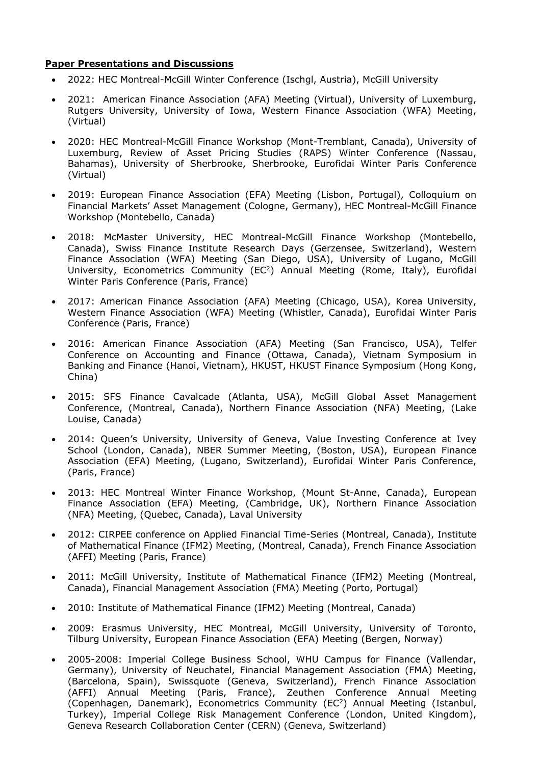**Paper Presentations and Discussions**

- 2022: HEC Montreal-McGill Winter Conference (Ischgl, Austria), McGill University
- 2021: American Finance Association (AFA) Meeting (Virtual), University of Luxemburg, Rutgers University, University of Iowa, Western Finance Association (WFA) Meeting, (Virtual)
- 2020: HEC Montreal-McGill Finance Workshop (Mont-Tremblant, Canada), University of Luxemburg, Review of Asset Pricing Studies (RAPS) Winter Conference (Nassau, Bahamas), University of Sherbrooke, Sherbrooke, Eurofidai Winter Paris Conference (Virtual)
- 2019: European Finance Association (EFA) Meeting (Lisbon, Portugal), Colloquium on Financial Markets' Asset Management (Cologne, Germany), HEC Montreal-McGill Finance Workshop (Montebello, Canada)
- 2018: McMaster University, HEC Montreal-McGill Finance Workshop (Montebello, Canada), Swiss Finance Institute Research Days (Gerzensee, Switzerland), Western Finance Association (WFA) Meeting (San Diego, USA), University of Lugano, McGill University, Econometrics Community ($EC^2$) Annual Meeting (Rome, Italy), Eurofidai Winter Paris Conference (Paris, France)
- 2017: American Finance Association (AFA) Meeting (Chicago, USA), Korea University, Western Finance Association (WFA) Meeting (Whistler, Canada), Eurofidai Winter Paris Conference (Paris, France)
- 2016: American Finance Association (AFA) Meeting (San Francisco, USA), Telfer Conference on Accounting and Finance (Ottawa, Canada), Vietnam Symposium in Banking and Finance (Hanoi, Vietnam), HKUST, HKUST Finance Symposium (Hong Kong, China)
- 2015: SFS Finance Cavalcade (Atlanta, USA), McGill Global Asset Management Conference, (Montreal, Canada), Northern Finance Association (NFA) Meeting, (Lake Louise, Canada)
- 2014: Queen's University, University of Geneva, Value Investing Conference at Ivey School (London, Canada), NBER Summer Meeting, (Boston, USA), European Finance Association (EFA) Meeting, (Lugano, Switzerland), Eurofidai Winter Paris Conference, (Paris, France)
- 2013: HEC Montreal Winter Finance Workshop, (Mount St-Anne, Canada), European Finance Association (EFA) Meeting, (Cambridge, UK), Northern Finance Association (NFA) Meeting, (Quebec, Canada), Laval University
- 2012: CIRPEE conference on Applied Financial Time-Series (Montreal, Canada), Institute of Mathematical Finance (IFM2) Meeting, (Montreal, Canada), French Finance Association (AFFI) Meeting (Paris, France)
- 2011: McGill University, Institute of Mathematical Finance (IFM2) Meeting (Montreal, Canada), Financial Management Association (FMA) Meeting (Porto, Portugal)
- 2010: Institute of Mathematical Finance (IFM2) Meeting (Montreal, Canada)
- 2009: Erasmus University, HEC Montreal, McGill University, University of Toronto, Tilburg University, European Finance Association (EFA) Meeting (Bergen, Norway)
- 2005-2008: Imperial College Business School, WHU Campus for Finance (Vallendar, Germany), University of Neuchatel, Financial Management Association (FMA) Meeting, (Barcelona, Spain), Swissquote (Geneva, Switzerland), French Finance Association (AFFI) Annual Meeting (Paris, France), Zeuthen Conference Annual Meeting (Copenhagen, Danemark), Econometrics Community ($EC^2$) Annual Meeting (Istanbul, Turkey), Imperial College Risk Management Conference (London, United Kingdom), Geneva Research Collaboration Center (CERN) (Geneva, Switzerland)